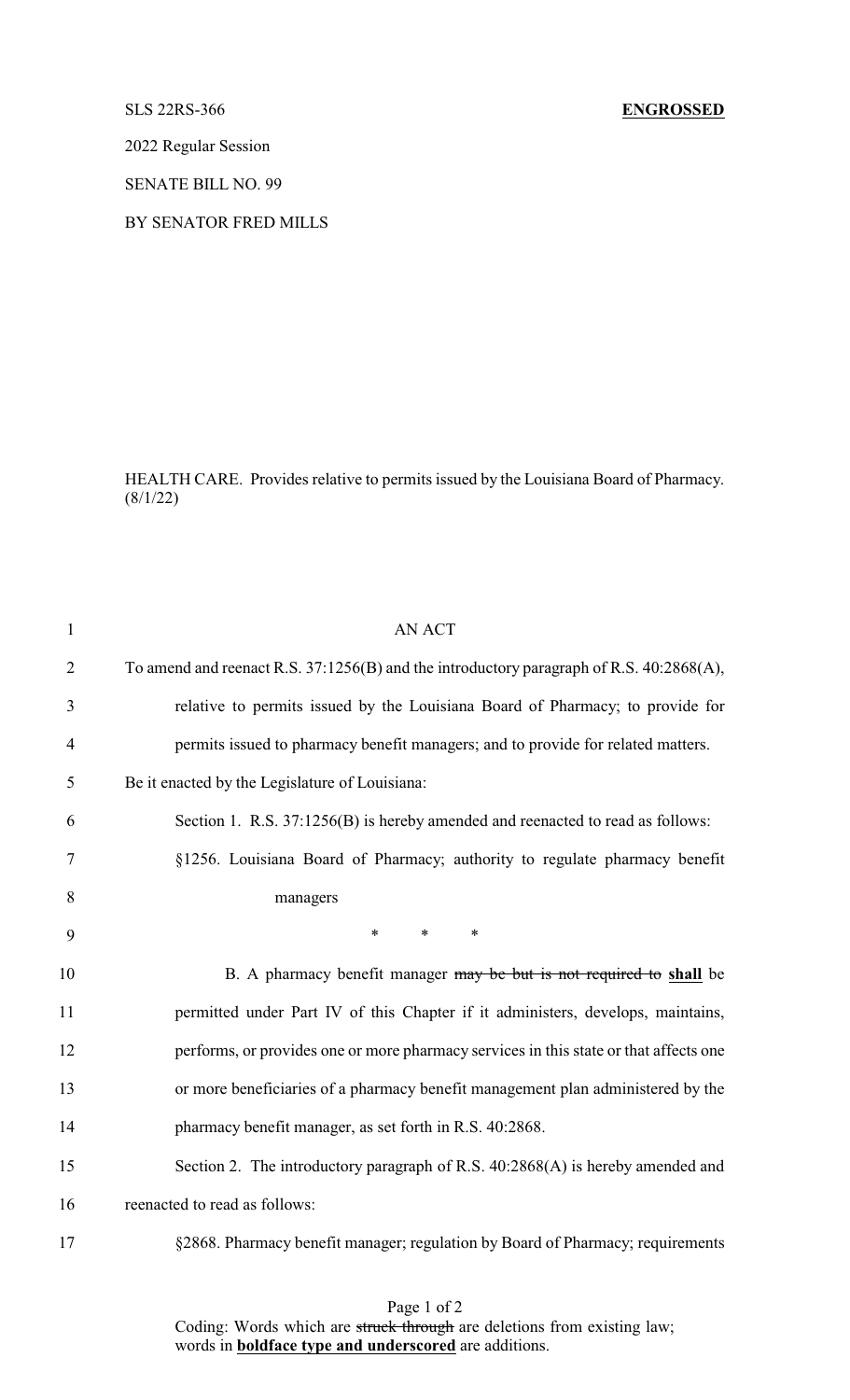SLS 22RS-366 **ENGROSSED**

2022 Regular Session

SENATE BILL NO. 99

BY SENATOR FRED MILLS

HEALTH CARE. Provides relative to permits issued by the Louisiana Board of Pharmacy. (8/1/22)

AN ACT

To amend and reenact R.S. 37:1256(B) and the introductory paragraph of R.S. 40:2868(A), relative to permits issued by the Louisiana Board of Pharmacy; to provide for permits issued to pharmacy benefit managers; and to provide for related matters.

Be it enacted by the Legislature of Louisiana:

Section 1. R.S. 37:1256(B) is hereby amended and reenacted to read as follows:

§1256. Louisiana Board of Pharmacy; authority to regulate pharmacy benefit managers

\* \* \*

B. A pharmacy benefit manager ~~may be but is not required to~~ **shall** be permitted under Part IV of this Chapter if it administers, develops, maintains, performs, or provides one or more pharmacy services in this state or that affects one or more beneficiaries of a pharmacy benefit management plan administered by the pharmacy benefit manager, as set forth in R.S. 40:2868.

Section 2. The introductory paragraph of R.S. 40:2868(A) is hereby amended and reenacted to read as follows:

§2868. Pharmacy benefit manager; regulation by Board of Pharmacy; requirements

Coding: Words which are ~~struck through~~ are deletions from existing law; words in **boldface type and underscored** are additions.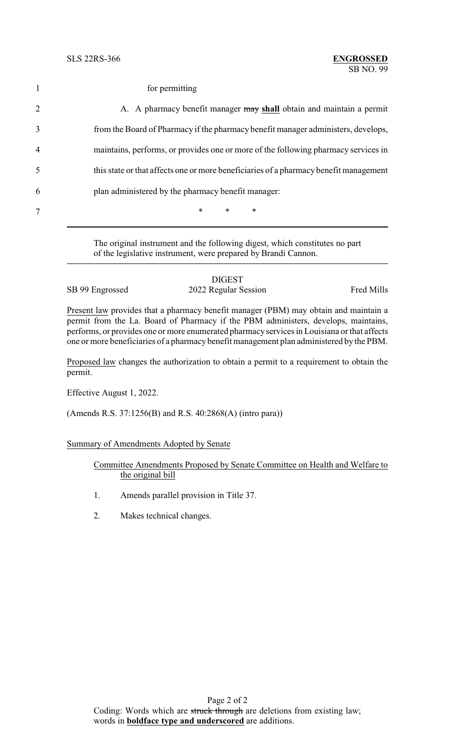for permitting

A. A pharmacy benefit manager ~~may~~ **shall** obtain and maintain a permit from the Board of Pharmacy if the pharmacy benefit manager administers, develops, maintains, performs, or provides one or more of the following pharmacy services in this state or that affects one or more beneficiaries of a pharmacy benefit management plan administered by the pharmacy benefit manager:

\* \* \*

---

The original instrument and the following digest, which constitutes no part of the legislative instrument, were prepared by Brandi Cannon.

DIGEST

SB 99 Engrossed — 2022 Regular Session — Fred Mills

Present law provides that a pharmacy benefit manager (PBM) may obtain and maintain a permit from the La. Board of Pharmacy if the PBM administers, develops, maintains, performs, or provides one or more enumerated pharmacy services in Louisiana or that affects one or more beneficiaries of a pharmacy benefit management plan administered by the PBM.

Proposed law changes the authorization to obtain a permit to a requirement to obtain the permit.

Effective August 1, 2022.

(Amends R.S. 37:1256(B) and R.S. 40:2868(A) (intro para))

Summary of Amendments Adopted by Senate

Committee Amendments Proposed by Senate Committee on Health and Welfare to the original bill

1. Amends parallel provision in Title 37.
2. Makes technical changes.

Coding: Words which are ~~struck through~~ are deletions from existing law; words in **boldface type and underscored** are additions.